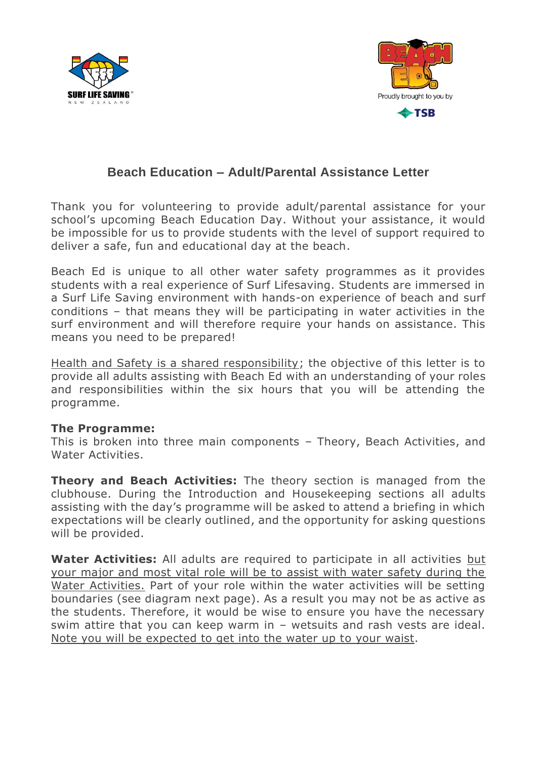## Beach Education – Adult/Parental Assistance Letter

Thank you for volunteering to provide adult/parental assistance for your school's upcoming Beach Education Day. Without your assistance, it would be impossible for us to provide students with the level of support required to deliver a safe, fun and educational day at the beach.

Beach Ed is unique to all other water safety programmes as it provides students with a real experience of Surf Lifesaving. Students are immersed in a Surf Life Saving environment with hands-on experience of beach and surf conditions – that means they will be participating in water activities in the surf environment and will therefore require your hands on assistance. This means you need to be prepared!

<u>Health and Safety is a shared responsibility</u>; the objective of this letter is to provide all adults assisting with Beach Ed with an understanding of your roles and responsibilities within the six hours that you will be attending the programme.

**The Programme:**
This is broken into three main components – Theory, Beach Activities, and Water Activities.

**Theory and Beach Activities:** The theory section is managed from the clubhouse. During the Introduction and Housekeeping sections all adults assisting with the day's programme will be asked to attend a briefing in which expectations will be clearly outlined, and the opportunity for asking questions will be provided.

**Water Activities:** All adults are required to participate in all activities <u>but your major and most vital role will be to assist with water safety during the Water Activities.</u> Part of your role within the water activities will be setting boundaries (see diagram next page). As a result you may not be as active as the students. Therefore, it would be wise to ensure you have the necessary swim attire that you can keep warm in – wetsuits and rash vests are ideal. <u>Note you will be expected to get into the water up to your waist</u>.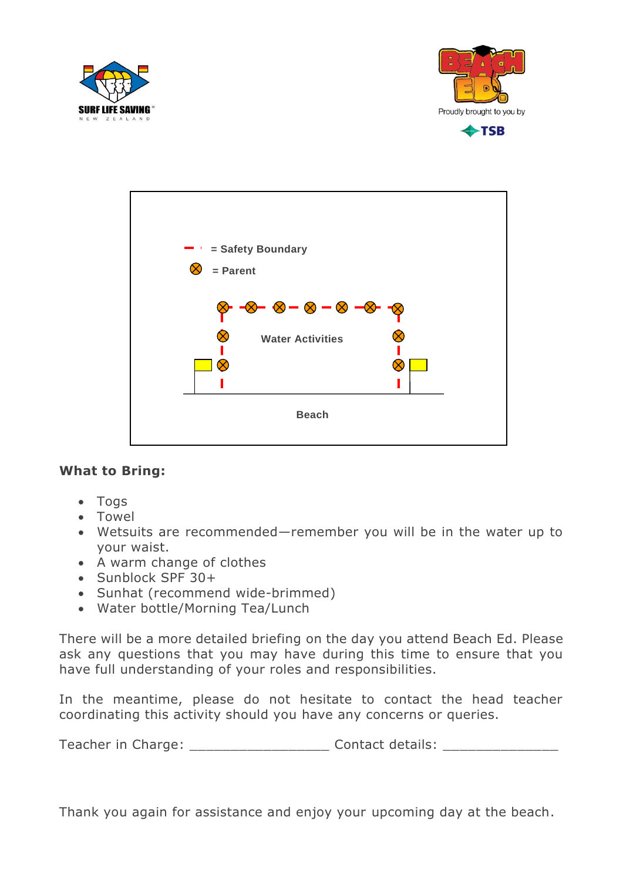SURF LIFE SAVING
NEW ZEALAND

BEACH ED
Proudly brought to you by
TSB

= Safety Boundary

= Parent

Water Activities

Beach

**What to Bring:**

- Togs
- Towel
- Wetsuits are recommended—remember you will be in the water up to your waist.
- A warm change of clothes
- Sunblock SPF 30+
- Sunhat (recommend wide-brimmed)
- Water bottle/Morning Tea/Lunch

There will be a more detailed briefing on the day you attend Beach Ed. Please ask any questions that you may have during this time to ensure that you have full understanding of your roles and responsibilities.

In the meantime, please do not hesitate to contact the head teacher coordinating this activity should you have any concerns or queries.

Teacher in Charge: ___________________ Contact details: ________________

Thank you again for assistance and enjoy your upcoming day at the beach.